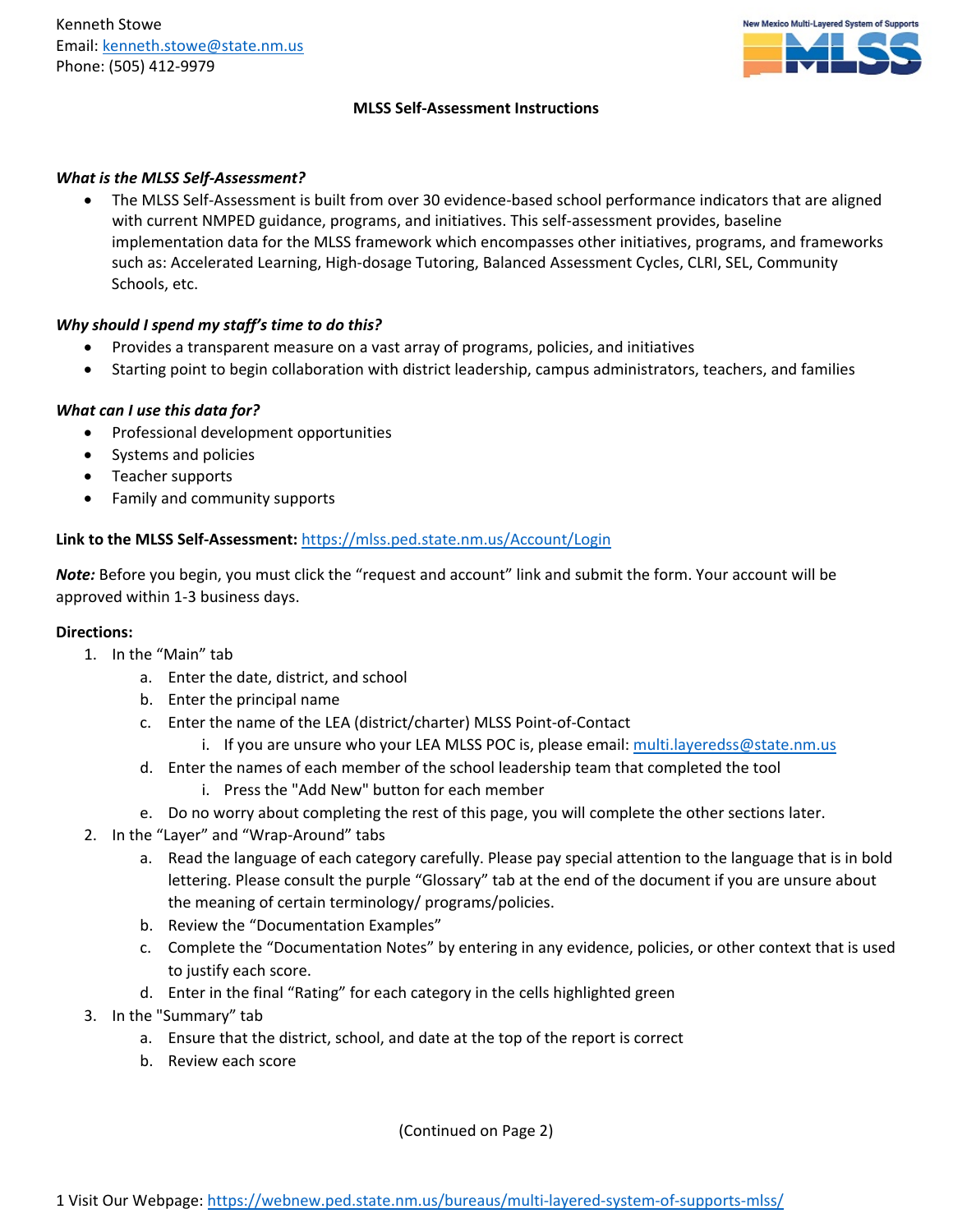Kenneth Stowe
Email: kenneth.stowe@state.nm.us
Phone: (505) 412-9979

**MLSS Self-Assessment Instructions**

***What is the MLSS Self-Assessment?***

- The MLSS Self-Assessment is built from over 30 evidence-based school performance indicators that are aligned with current NMPED guidance, programs, and initiatives. This self-assessment provides, baseline implementation data for the MLSS framework which encompasses other initiatives, programs, and frameworks such as: Accelerated Learning, High-dosage Tutoring, Balanced Assessment Cycles, CLRI, SEL, Community Schools, etc.

***Why should I spend my staff's time to do this?***

- Provides a transparent measure on a vast array of programs, policies, and initiatives
- Starting point to begin collaboration with district leadership, campus administrators, teachers, and families

***What can I use this data for?***

- Professional development opportunities
- Systems and policies
- Teacher supports
- Family and community supports

**Link to the MLSS Self-Assessment:** https://mlss.ped.state.nm.us/Account/Login

***Note:*** Before you begin, you must click the "request and account" link and submit the form. Your account will be approved within 1-3 business days.

**Directions:**

1. In the "Main" tab
   a. Enter the date, district, and school
   b. Enter the principal name
   c. Enter the name of the LEA (district/charter) MLSS Point-of-Contact
      i. If you are unsure who your LEA MLSS POC is, please email: multi.layeredss@state.nm.us
   d. Enter the names of each member of the school leadership team that completed the tool
      i. Press the "Add New" button for each member
   e. Do no worry about completing the rest of this page, you will complete the other sections later.
2. In the "Layer" and "Wrap-Around" tabs
   a. Read the language of each category carefully. Please pay special attention to the language that is in bold lettering. Please consult the purple "Glossary" tab at the end of the document if you are unsure about the meaning of certain terminology/ programs/policies.
   b. Review the "Documentation Examples"
   c. Complete the "Documentation Notes" by entering in any evidence, policies, or other context that is used to justify each score.
   d. Enter in the final "Rating" for each category in the cells highlighted green
3. In the "Summary" tab
   a. Ensure that the district, school, and date at the top of the report is correct
   b. Review each score

(Continued on Page 2)

Visit Our Webpage: https://webnew.ped.state.nm.us/bureaus/multi-layered-system-of-supports-mlss/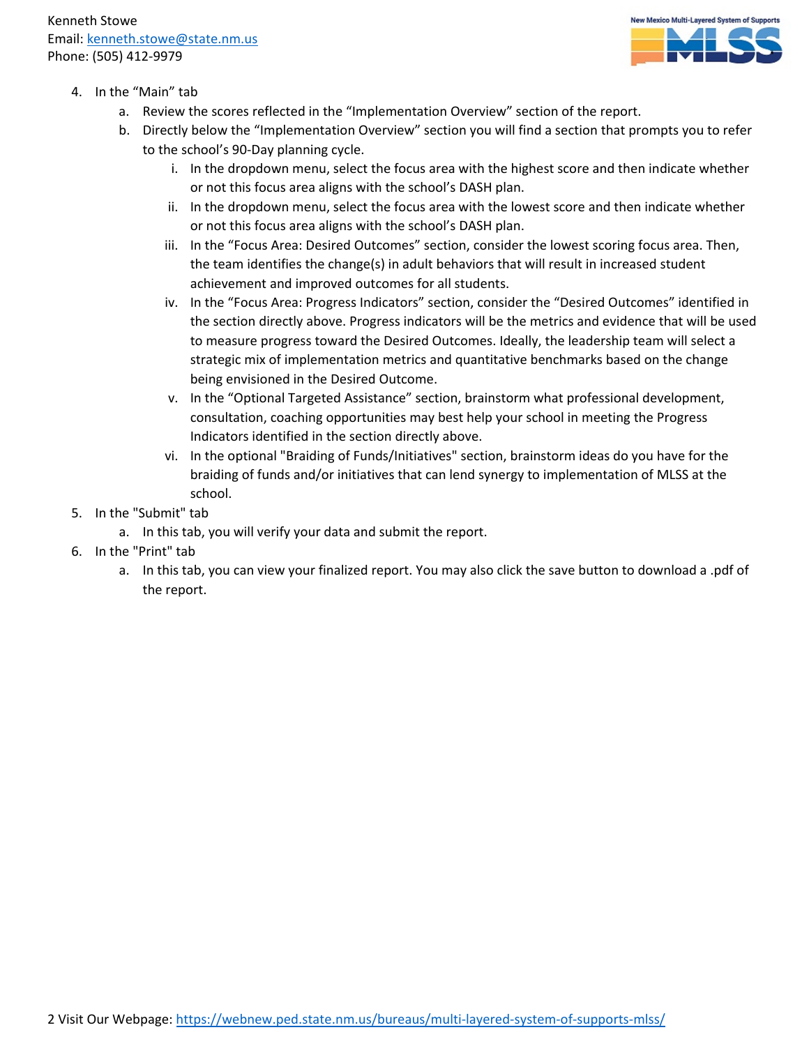Kenneth Stowe
Email: kenneth.stowe@state.nm.us
Phone: (505) 412-9979

4. In the "Main" tab
   a. Review the scores reflected in the "Implementation Overview" section of the report.
   b. Directly below the "Implementation Overview" section you will find a section that prompts you to refer to the school's 90-Day planning cycle.
      i. In the dropdown menu, select the focus area with the highest score and then indicate whether or not this focus area aligns with the school's DASH plan.
      ii. In the dropdown menu, select the focus area with the lowest score and then indicate whether or not this focus area aligns with the school's DASH plan.
      iii. In the "Focus Area: Desired Outcomes" section, consider the lowest scoring focus area. Then, the team identifies the change(s) in adult behaviors that will result in increased student achievement and improved outcomes for all students.
      iv. In the "Focus Area: Progress Indicators" section, consider the "Desired Outcomes" identified in the section directly above. Progress indicators will be the metrics and evidence that will be used to measure progress toward the Desired Outcomes. Ideally, the leadership team will select a strategic mix of implementation metrics and quantitative benchmarks based on the change being envisioned in the Desired Outcome.
      v. In the "Optional Targeted Assistance" section, brainstorm what professional development, consultation, coaching opportunities may best help your school in meeting the Progress Indicators identified in the section directly above.
      vi. In the optional "Braiding of Funds/Initiatives" section, brainstorm ideas do you have for the braiding of funds and/or initiatives that can lend synergy to implementation of MLSS at the school.
5. In the "Submit" tab
   a. In this tab, you will verify your data and submit the report.
6. In the "Print" tab
   a. In this tab, you can view your finalized report. You may also click the save button to download a .pdf of the report.

Visit Our Webpage: https://webnew.ped.state.nm.us/bureaus/multi-layered-system-of-supports-mlss/